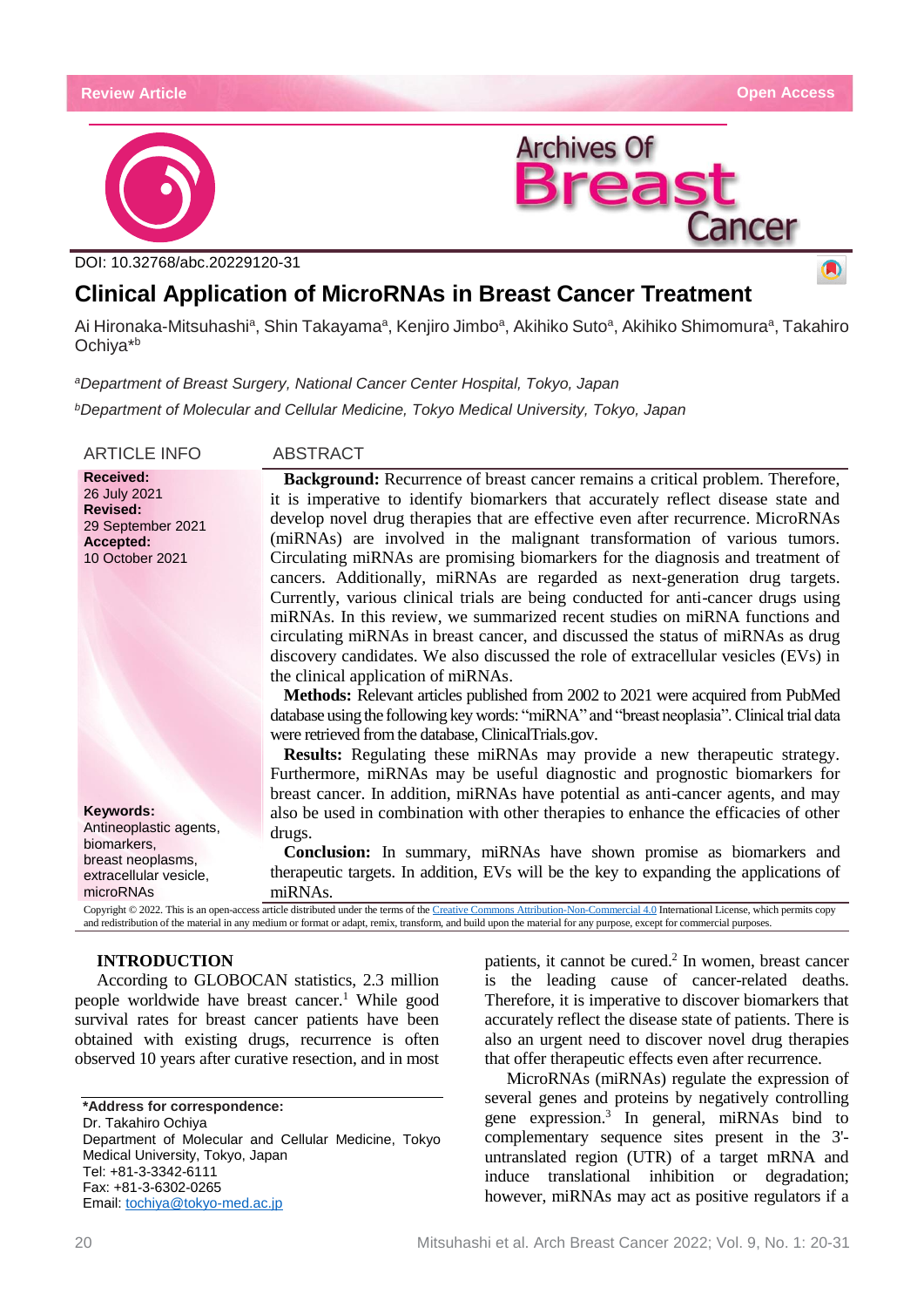Review Article | Open Access

DOI: 10.32768/abc.20229120-31

# Clinical Application of MicroRNAs in Breast Cancer Treatment

Ai Hironaka-Mitsuhashi[a], Shin Takayama[a], Kenjiro Jimbo[a], Akihiko Suto[a], Akihiko Shimomura[a], Takahiro Ochiya*[b]

[a] *Department of Breast Surgery, National Cancer Center Hospital, Tokyo, Japan*

[b] *Department of Molecular and Cellular Medicine, Tokyo Medical University, Tokyo, Japan*

## ARTICLE INFO

**Received:**
26 July 2021
**Revised:**
29 September 2021
**Accepted:**
10 October 2021

**Keywords:**
Antineoplastic agents, biomarkers, breast neoplasms, extracellular vesicle, microRNAs

## ABSTRACT

**Background:** Recurrence of breast cancer remains a critical problem. Therefore, it is imperative to identify biomarkers that accurately reflect disease state and develop novel drug therapies that are effective even after recurrence. MicroRNAs (miRNAs) are involved in the malignant transformation of various tumors. Circulating miRNAs are promising biomarkers for the diagnosis and treatment of cancers. Additionally, miRNAs are regarded as next-generation drug targets. Currently, various clinical trials are being conducted for anti-cancer drugs using miRNAs. In this review, we summarized recent studies on miRNA functions and circulating miRNAs in breast cancer, and discussed the status of miRNAs as drug discovery candidates. We also discussed the role of extracellular vesicles (EVs) in the clinical application of miRNAs.

**Methods:** Relevant articles published from 2002 to 2021 were acquired from PubMed database using the following key words: "miRNA" and "breast neoplasia". Clinical trial data were retrieved from the database, ClinicalTrials.gov.

**Results:** Regulating these miRNAs may provide a new therapeutic strategy. Furthermore, miRNAs may be useful diagnostic and prognostic biomarkers for breast cancer. In addition, miRNAs have potential as anti-cancer agents, and may also be used in combination with other therapies to enhance the efficacies of other drugs.

**Conclusion:** In summary, miRNAs have shown promise as biomarkers and therapeutic targets. In addition, EVs will be the key to expanding the applications of miRNAs.

Copyright © 2022. This is an open-access article distributed under the terms of the Creative Commons Attribution-Non-Commercial 4.0 International License, which permits copy and redistribution of the material in any medium or format or adapt, remix, transform, and build upon the material for any purpose, except for commercial purposes.

## INTRODUCTION

According to GLOBOCAN statistics, 2.3 million people worldwide have breast cancer.[1] While good survival rates for breast cancer patients have been obtained with existing drugs, recurrence is often observed 10 years after curative resection, and in most patients, it cannot be cured.[2] In women, breast cancer is the leading cause of cancer-related deaths. Therefore, it is imperative to discover biomarkers that accurately reflect the disease state of patients. There is also an urgent need to discover novel drug therapies that offer therapeutic effects even after recurrence.

MicroRNAs (miRNAs) regulate the expression of several genes and proteins by negatively controlling gene expression.[3] In general, miRNAs bind to complementary sequence sites present in the 3'-untranslated region (UTR) of a target mRNA and induce translational inhibition or degradation; however, miRNAs may act as positive regulators if a

\*Address for correspondence:
Dr. Takahiro Ochiya
Department of Molecular and Cellular Medicine, Tokyo Medical University, Tokyo, Japan
Tel: +81-3-3342-6111
Fax: +81-3-6302-0265
Email: tochiya@tokyo-med.ac.jp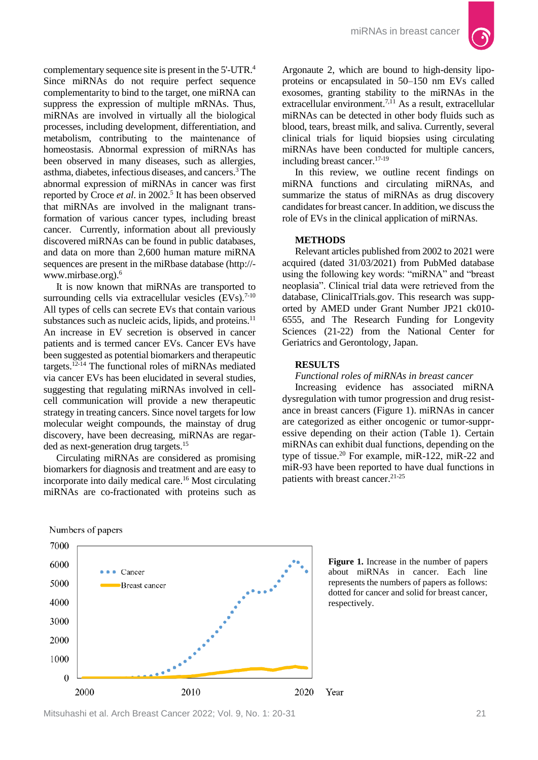complementary sequence site is present in the 5'-UTR.[4] Since miRNAs do not require perfect sequence complementarity to bind to the target, one miRNA can suppress the expression of multiple mRNAs. Thus, miRNAs are involved in virtually all the biological processes, including development, differentiation, and metabolism, contributing to the maintenance of homeostasis. Abnormal expression of miRNAs has been observed in many diseases, such as allergies, asthma, diabetes, infectious diseases, and cancers.[3] The abnormal expression of miRNAs in cancer was first reported by Croce *et al*. in 2002.[5] It has been observed that miRNAs are involved in the malignant transformation of various cancer types, including breast cancer. Currently, information about all previously discovered miRNAs can be found in public databases, and data on more than 2,600 human mature miRNA sequences are present in the miRbase database (http://www.mirbase.org).[6]

It is now known that miRNAs are transported to surrounding cells via extracellular vesicles (EVs).[7-10] All types of cells can secrete EVs that contain various substances such as nucleic acids, lipids, and proteins.[11] An increase in EV secretion is observed in cancer patients and is termed cancer EVs. Cancer EVs have been suggested as potential biomarkers and therapeutic targets.[12-14] The functional roles of miRNAs mediated via cancer EVs has been elucidated in several studies, suggesting that regulating miRNAs involved in cell-cell communication will provide a new therapeutic strategy in treating cancers. Since novel targets for low molecular weight compounds, the mainstay of drug discovery, have been decreasing, miRNAs are regarded as next-generation drug targets.[15]

Circulating miRNAs are considered as promising biomarkers for diagnosis and treatment and are easy to incorporate into daily medical care.[16] Most circulating miRNAs are co-fractionated with proteins such as Argonaute 2, which are bound to high-density lipoproteins or encapsulated in 50–150 nm EVs called exosomes, granting stability to the miRNAs in the extracellular environment.[7,11] As a result, extracellular miRNAs can be detected in other body fluids such as blood, tears, breast milk, and saliva. Currently, several clinical trials for liquid biopsies using circulating miRNAs have been conducted for multiple cancers, including breast cancer.[17-19]

In this review, we outline recent findings on miRNA functions and circulating miRNAs, and summarize the status of miRNAs as drug discovery candidates for breast cancer. In addition, we discuss the role of EVs in the clinical application of miRNAs.

## METHODS

Relevant articles published from 2002 to 2021 were acquired (dated 31/03/2021) from PubMed database using the following key words: "miRNA" and "breast neoplasia". Clinical trial data were retrieved from the database, ClinicalTrials.gov. This research was supported by AMED under Grant Number JP21 ck010-6555, and The Research Funding for Longevity Sciences (21-22) from the National Center for Geriatrics and Gerontology, Japan.

## RESULTS

### *Functional roles of miRNAs in breast cancer*

Increasing evidence has associated miRNA dysregulation with tumor progression and drug resistance in breast cancers (Figure 1). miRNAs in cancer are categorized as either oncogenic or tumor-suppressive depending on their action (Table 1). Certain miRNAs can exhibit dual functions, depending on the type of tissue.[20] For example, miR-122, miR-222 and miR-93 have been reported to have dual functions in patients with breast cancer.[21-25]

**Figure 1.** Increase in the number of papers about miRNAs in cancer. Each line represents the numbers of papers as follows: dotted for cancer and solid for breast cancer, respectively.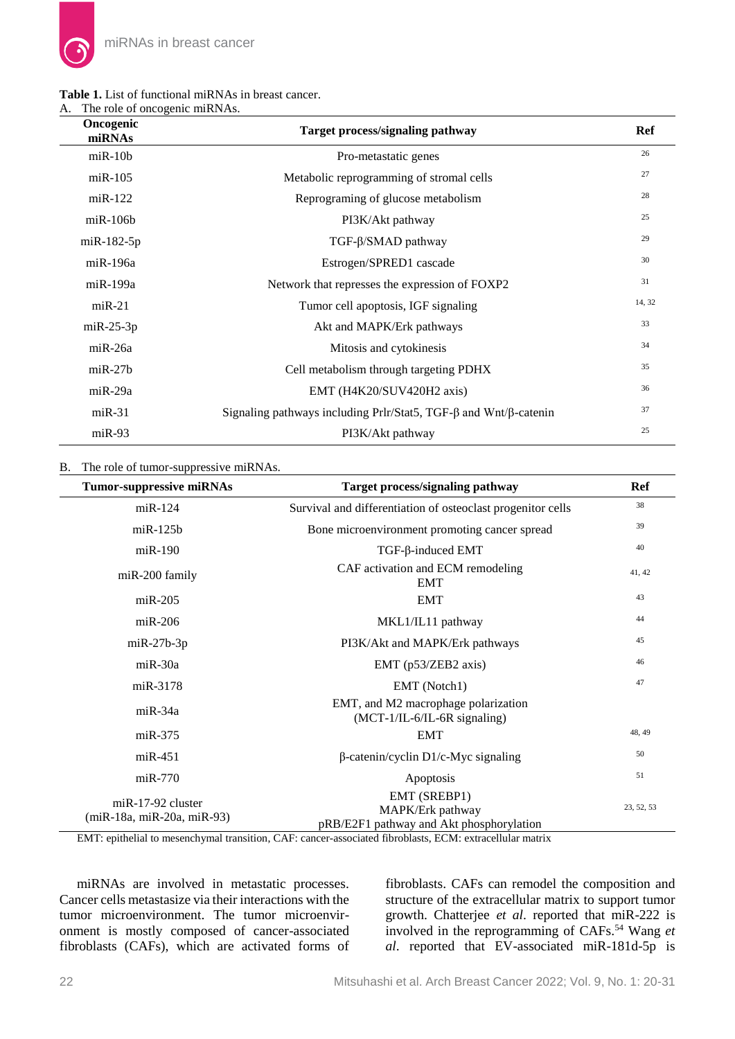**Table 1.** List of functional miRNAs in breast cancer.

A. The role of oncogenic miRNAs.

| Oncogenic miRNAs | Target process/signaling pathway | Ref |
|---|---|---|
| miR-10b | Pro-metastatic genes | 26 |
| miR-105 | Metabolic reprogramming of stromal cells | 27 |
| miR-122 | Reprograming of glucose metabolism | 28 |
| miR-106b | PI3K/Akt pathway | 25 |
| miR-182-5p | TGF-β/SMAD pathway | 29 |
| miR-196a | Estrogen/SPRED1 cascade | 30 |
| miR-199a | Network that represses the expression of FOXP2 | 31 |
| miR-21 | Tumor cell apoptosis, IGF signaling | 14, 32 |
| miR-25-3p | Akt and MAPK/Erk pathways | 33 |
| miR-26a | Mitosis and cytokinesis | 34 |
| miR-27b | Cell metabolism through targeting PDHX | 35 |
| miR-29a | EMT (H4K20/SUV420H2 axis) | 36 |
| miR-31 | Signaling pathways including Prlr/Stat5, TGF-β and Wnt/β-catenin | 37 |
| miR-93 | PI3K/Akt pathway | 25 |

B. The role of tumor-suppressive miRNAs.

| Tumor-suppressive miRNAs | Target process/signaling pathway | Ref |
|---|---|---|
| miR-124 | Survival and differentiation of osteoclast progenitor cells | 38 |
| miR-125b | Bone microenvironment promoting cancer spread | 39 |
| miR-190 | TGF-β-induced EMT | 40 |
| miR-200 family | CAF activation and ECM remodeling<br>EMT | 41, 42 |
| miR-205 | EMT | 43 |
| miR-206 | MKL1/IL11 pathway | 44 |
| miR-27b-3p | PI3K/Akt and MAPK/Erk pathways | 45 |
| miR-30a | EMT (p53/ZEB2 axis) | 46 |
| miR-3178 | EMT (Notch1) | 47 |
| miR-34a | EMT, and M2 macrophage polarization (MCT-1/IL-6/IL-6R signaling) | |
| miR-375 | EMT | 48, 49 |
| miR-451 | β-catenin/cyclin D1/c-Myc signaling | 50 |
| miR-770 | Apoptosis | 51 |
| miR-17-92 cluster (miR-18a, miR-20a, miR-93) | EMT (SREBP1)<br>MAPK/Erk pathway<br>pRB/E2F1 pathway and Akt phosphorylation | 23, 52, 53 |

EMT: epithelial to mesenchymal transition, CAF: cancer-associated fibroblasts, ECM: extracellular matrix

miRNAs are involved in metastatic processes. Cancer cells metastasize via their interactions with the tumor microenvironment. The tumor microenvironment is mostly composed of cancer-associated fibroblasts (CAFs), which are activated forms of fibroblasts. CAFs can remodel the composition and structure of the extracellular matrix to support tumor growth. Chatterjee *et al*. reported that miR-222 is involved in the reprogramming of CAFs.[54] Wang *et al*. reported that EV-associated miR-181d-5p is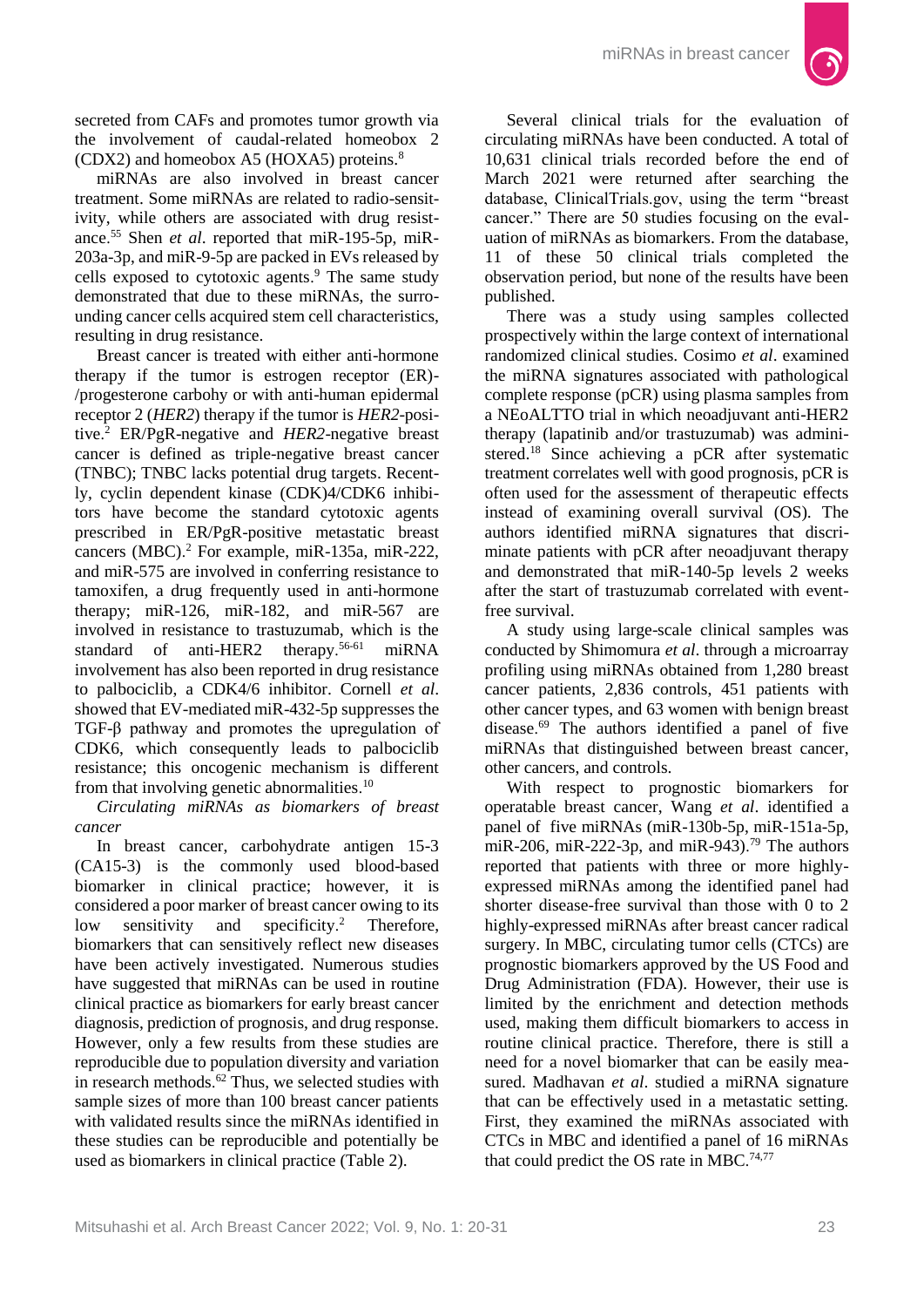secreted from CAFs and promotes tumor growth via the involvement of caudal-related homeobox 2 (CDX2) and homeobox A5 (HOXA5) proteins.[8]

miRNAs are also involved in breast cancer treatment. Some miRNAs are related to radio-sensitivity, while others are associated with drug resistance.[55] Shen *et al*. reported that miR-195-5p, miR-203a-3p, and miR-9-5p are packed in EVs released by cells exposed to cytotoxic agents.[9] The same study demonstrated that due to these miRNAs, the surrounding cancer cells acquired stem cell characteristics, resulting in drug resistance.

Breast cancer is treated with either anti-hormone therapy if the tumor is estrogen receptor (ER)-/progesterone carbohy or with anti-human epidermal receptor 2 (*HER2*) therapy if the tumor is *HER2*-positive.[2] ER/PgR-negative and *HER2*-negative breast cancer is defined as triple-negative breast cancer (TNBC); TNBC lacks potential drug targets. Recently, cyclin dependent kinase (CDK)4/CDK6 inhibitors have become the standard cytotoxic agents prescribed in ER/PgR-positive metastatic breast cancers (MBC).[2] For example, miR-135a, miR-222, and miR-575 are involved in conferring resistance to tamoxifen, a drug frequently used in anti-hormone therapy; miR-126, miR-182, and miR-567 are involved in resistance to trastuzumab, which is the standard of anti-HER2 therapy.[56-61] miRNA involvement has also been reported in drug resistance to palbociclib, a CDK4/6 inhibitor. Cornell *et al*. showed that EV-mediated miR-432-5p suppresses the TGF-β pathway and promotes the upregulation of CDK6, which consequently leads to palbociclib resistance; this oncogenic mechanism is different from that involving genetic abnormalities.[10]

*Circulating miRNAs as biomarkers of breast cancer*

In breast cancer, carbohydrate antigen 15-3 (CA15-3) is the commonly used blood-based biomarker in clinical practice; however, it is considered a poor marker of breast cancer owing to its low sensitivity and specificity.[2] Therefore, biomarkers that can sensitively reflect new diseases have been actively investigated. Numerous studies have suggested that miRNAs can be used in routine clinical practice as biomarkers for early breast cancer diagnosis, prediction of prognosis, and drug response. However, only a few results from these studies are reproducible due to population diversity and variation in research methods.[62] Thus, we selected studies with sample sizes of more than 100 breast cancer patients with validated results since the miRNAs identified in these studies can be reproducible and potentially be used as biomarkers in clinical practice (Table 2).

Several clinical trials for the evaluation of circulating miRNAs have been conducted. A total of 10,631 clinical trials recorded before the end of March 2021 were returned after searching the database, ClinicalTrials.gov, using the term "breast cancer." There are 50 studies focusing on the evaluation of miRNAs as biomarkers. From the database, 11 of these 50 clinical trials completed the observation period, but none of the results have been published.

There was a study using samples collected prospectively within the large context of international randomized clinical studies. Cosimo *et al*. examined the miRNA signatures associated with pathological complete response (pCR) using plasma samples from a NEoALTTO trial in which neoadjuvant anti-HER2 therapy (lapatinib and/or trastuzumab) was administered.[18] Since achieving a pCR after systematic treatment correlates well with good prognosis, pCR is often used for the assessment of therapeutic effects instead of examining overall survival (OS). The authors identified miRNA signatures that discriminate patients with pCR after neoadjuvant therapy and demonstrated that miR-140-5p levels 2 weeks after the start of trastuzumab correlated with event-free survival.

A study using large-scale clinical samples was conducted by Shimomura *et al*. through a microarray profiling using miRNAs obtained from 1,280 breast cancer patients, 2,836 controls, 451 patients with other cancer types, and 63 women with benign breast disease.[69] The authors identified a panel of five miRNAs that distinguished between breast cancer, other cancers, and controls.

With respect to prognostic biomarkers for operatable breast cancer, Wang *et al*. identified a panel of five miRNAs (miR-130b-5p, miR-151a-5p, miR-206, miR-222-3p, and miR-943).[79] The authors reported that patients with three or more highly-expressed miRNAs among the identified panel had shorter disease-free survival than those with 0 to 2 highly-expressed miRNAs after breast cancer radical surgery. In MBC, circulating tumor cells (CTCs) are prognostic biomarkers approved by the US Food and Drug Administration (FDA). However, their use is limited by the enrichment and detection methods used, making them difficult biomarkers to access in routine clinical practice. Therefore, there is still a need for a novel biomarker that can be easily measured. Madhavan *et al*. studied a miRNA signature that can be effectively used in a metastatic setting. First, they examined the miRNAs associated with CTCs in MBC and identified a panel of 16 miRNAs that could predict the OS rate in MBC.[74,77]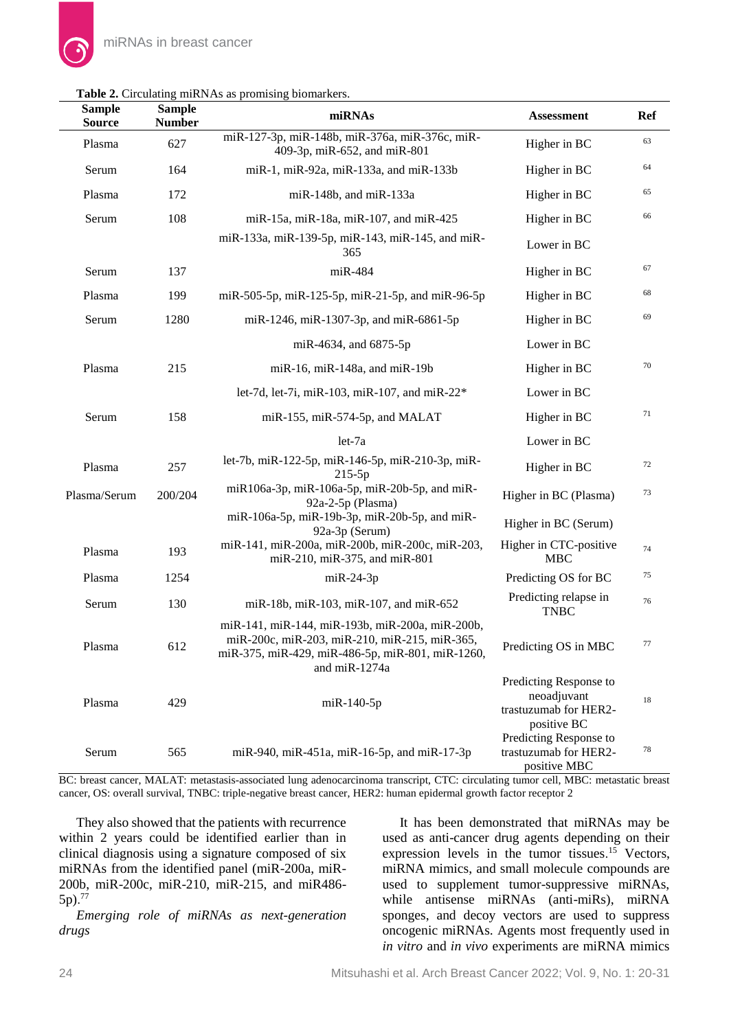**Table 2.** Circulating miRNAs as promising biomarkers.

| Sample Source | Sample Number | miRNAs | Assessment | Ref |
|---|---|---|---|---|
| Plasma | 627 | miR-127-3p, miR-148b, miR-376a, miR-376c, miR-409-3p, miR-652, and miR-801 | Higher in BC | 63 |
| Serum | 164 | miR-1, miR-92a, miR-133a, and miR-133b | Higher in BC | 64 |
| Plasma | 172 | miR-148b, and miR-133a | Higher in BC | 65 |
| Serum | 108 | miR-15a, miR-18a, miR-107, and miR-425 | Higher in BC | 66 |
| | | miR-133a, miR-139-5p, miR-143, miR-145, and miR-365 | Lower in BC | |
| Serum | 137 | miR-484 | Higher in BC | 67 |
| Plasma | 199 | miR-505-5p, miR-125-5p, miR-21-5p, and miR-96-5p | Higher in BC | 68 |
| Serum | 1280 | miR-1246, miR-1307-3p, and miR-6861-5p | Higher in BC | 69 |
| | | miR-4634, and 6875-5p | Lower in BC | |
| Plasma | 215 | miR-16, miR-148a, and miR-19b | Higher in BC | 70 |
| | | let-7d, let-7i, miR-103, miR-107, and miR-22* | Lower in BC | |
| Serum | 158 | miR-155, miR-574-5p, and MALAT | Higher in BC | 71 |
| | | let-7a | Lower in BC | |
| Plasma | 257 | let-7b, miR-122-5p, miR-146-5p, miR-210-3p, miR-215-5p | Higher in BC | 72 |
| Plasma/Serum | 200/204 | miR106a-3p, miR-106a-5p, miR-20b-5p, and miR-92a-2-5p (Plasma) | Higher in BC (Plasma) | 73 |
| | | miR-106a-5p, miR-19b-3p, miR-20b-5p, and miR-92a-3p (Serum) | Higher in BC (Serum) | |
| Plasma | 193 | miR-141, miR-200a, miR-200b, miR-200c, miR-203, miR-210, miR-375, and miR-801 | Higher in CTC-positive MBC | 74 |
| Plasma | 1254 | miR-24-3p | Predicting OS for BC | 75 |
| Serum | 130 | miR-18b, miR-103, miR-107, and miR-652 | Predicting relapse in TNBC | 76 |
| Plasma | 612 | miR-141, miR-144, miR-193b, miR-200a, miR-200b, miR-200c, miR-203, miR-210, miR-215, miR-365, miR-375, miR-429, miR-486-5p, miR-801, miR-1260, and miR-1274a | Predicting OS in MBC | 77 |
| Plasma | 429 | miR-140-5p | Predicting Response to neoadjuvant trastuzumab for HER2-positive BC | 18 |
| Serum | 565 | miR-940, miR-451a, miR-16-5p, and miR-17-3p | Predicting Response to trastuzumab for HER2-positive MBC | 78 |

BC: breast cancer, MALAT: metastasis-associated lung adenocarcinoma transcript, CTC: circulating tumor cell, MBC: metastatic breast cancer, OS: overall survival, TNBC: triple-negative breast cancer, HER2: human epidermal growth factor receptor 2

They also showed that the patients with recurrence within 2 years could be identified earlier than in clinical diagnosis using a signature composed of six miRNAs from the identified panel (miR-200a, miR-200b, miR-200c, miR-210, miR-215, and miR486-5p).[77]

*Emerging role of miRNAs as next-generation drugs*

It has been demonstrated that miRNAs may be used as anti-cancer drug agents depending on their expression levels in the tumor tissues.[15] Vectors, miRNA mimics, and small molecule compounds are used to supplement tumor-suppressive miRNAs, while antisense miRNAs (anti-miRs), miRNA sponges, and decoy vectors are used to suppress oncogenic miRNAs. Agents most frequently used in *in vitro* and *in vivo* experiments are miRNA mimics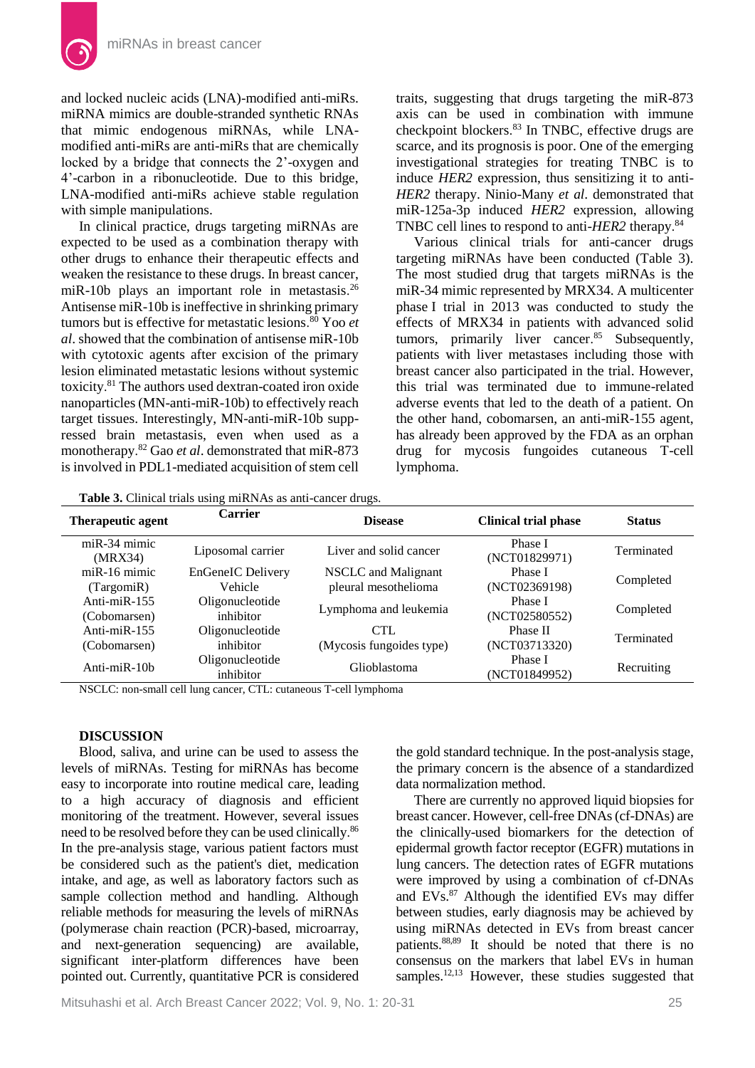and locked nucleic acids (LNA)-modified anti-miRs. miRNA mimics are double-stranded synthetic RNAs that mimic endogenous miRNAs, while LNA-modified anti-miRs are anti-miRs that are chemically locked by a bridge that connects the 2'-oxygen and 4'-carbon in a ribonucleotide. Due to this bridge, LNA-modified anti-miRs achieve stable regulation with simple manipulations.

In clinical practice, drugs targeting miRNAs are expected to be used as a combination therapy with other drugs to enhance their therapeutic effects and weaken the resistance to these drugs. In breast cancer, miR-10b plays an important role in metastasis.[26] Antisense miR-10b is ineffective in shrinking primary tumors but is effective for metastatic lesions.[80] Yoo *et al*. showed that the combination of antisense miR-10b with cytotoxic agents after excision of the primary lesion eliminated metastatic lesions without systemic toxicity.[81] The authors used dextran-coated iron oxide nanoparticles (MN-anti-miR-10b) to effectively reach target tissues. Interestingly, MN-anti-miR-10b suppressed brain metastasis, even when used as a monotherapy.[82] Gao *et al*. demonstrated that miR-873 is involved in PDL1-mediated acquisition of stem cell traits, suggesting that drugs targeting the miR-873 axis can be used in combination with immune checkpoint blockers.[83] In TNBC, effective drugs are scarce, and its prognosis is poor. One of the emerging investigational strategies for treating TNBC is to induce *HER2* expression, thus sensitizing it to anti-*HER2* therapy. Ninio-Many *et al*. demonstrated that miR-125a-3p induced *HER2* expression, allowing TNBC cell lines to respond to anti-*HER2* therapy.[84]

Various clinical trials for anti-cancer drugs targeting miRNAs have been conducted (Table 3). The most studied drug that targets miRNAs is the miR-34 mimic represented by MRX34. A multicenter phase I trial in 2013 was conducted to study the effects of MRX34 in patients with advanced solid tumors, primarily liver cancer.[85] Subsequently, patients with liver metastases including those with breast cancer also participated in the trial. However, this trial was terminated due to immune-related adverse events that led to the death of a patient. On the other hand, cobomarsen, an anti-miR-155 agent, has already been approved by the FDA as an orphan drug for mycosis fungoides cutaneous T-cell lymphoma.

**Table 3.** Clinical trials using miRNAs as anti-cancer drugs.

| Therapeutic agent | Carrier | Disease | Clinical trial phase | Status |
|---|---|---|---|---|
| miR-34 mimic (MRX34) | Liposomal carrier | Liver and solid cancer | Phase I (NCT01829971) | Terminated |
| miR-16 mimic (TargomiR) | EnGeneIC Delivery Vehicle | NSCLC and Malignant pleural mesothelioma | Phase I (NCT02369198) | Completed |
| Anti-miR-155 (Cobomarsen) | Oligonucleotide inhibitor | Lymphoma and leukemia | Phase I (NCT02580552) | Completed |
| Anti-miR-155 (Cobomarsen) | Oligonucleotide inhibitor | CTL (Mycosis fungoides type) | Phase II (NCT03713320) | Terminated |
| Anti-miR-10b | Oligonucleotide inhibitor | Glioblastoma | Phase I (NCT01849952) | Recruiting |

NSCLC: non-small cell lung cancer, CTL: cutaneous T-cell lymphoma

## DISCUSSION

Blood, saliva, and urine can be used to assess the levels of miRNAs. Testing for miRNAs has become easy to incorporate into routine medical care, leading to a high accuracy of diagnosis and efficient monitoring of the treatment. However, several issues need to be resolved before they can be used clinically.[86] In the pre-analysis stage, various patient factors must be considered such as the patient's diet, medication intake, and age, as well as laboratory factors such as sample collection method and handling. Although reliable methods for measuring the levels of miRNAs (polymerase chain reaction (PCR)-based, microarray, and next-generation sequencing) are available, significant inter-platform differences have been pointed out. Currently, quantitative PCR is considered the gold standard technique. In the post-analysis stage, the primary concern is the absence of a standardized data normalization method.

There are currently no approved liquid biopsies for breast cancer. However, cell-free DNAs (cf-DNAs) are the clinically-used biomarkers for the detection of epidermal growth factor receptor (EGFR) mutations in lung cancers. The detection rates of EGFR mutations were improved by using a combination of cf-DNAs and EVs.[87] Although the identified EVs may differ between studies, early diagnosis may be achieved by using miRNAs detected in EVs from breast cancer patients.[88,89] It should be noted that there is no consensus on the markers that label EVs in human samples.[12,13] However, these studies suggested that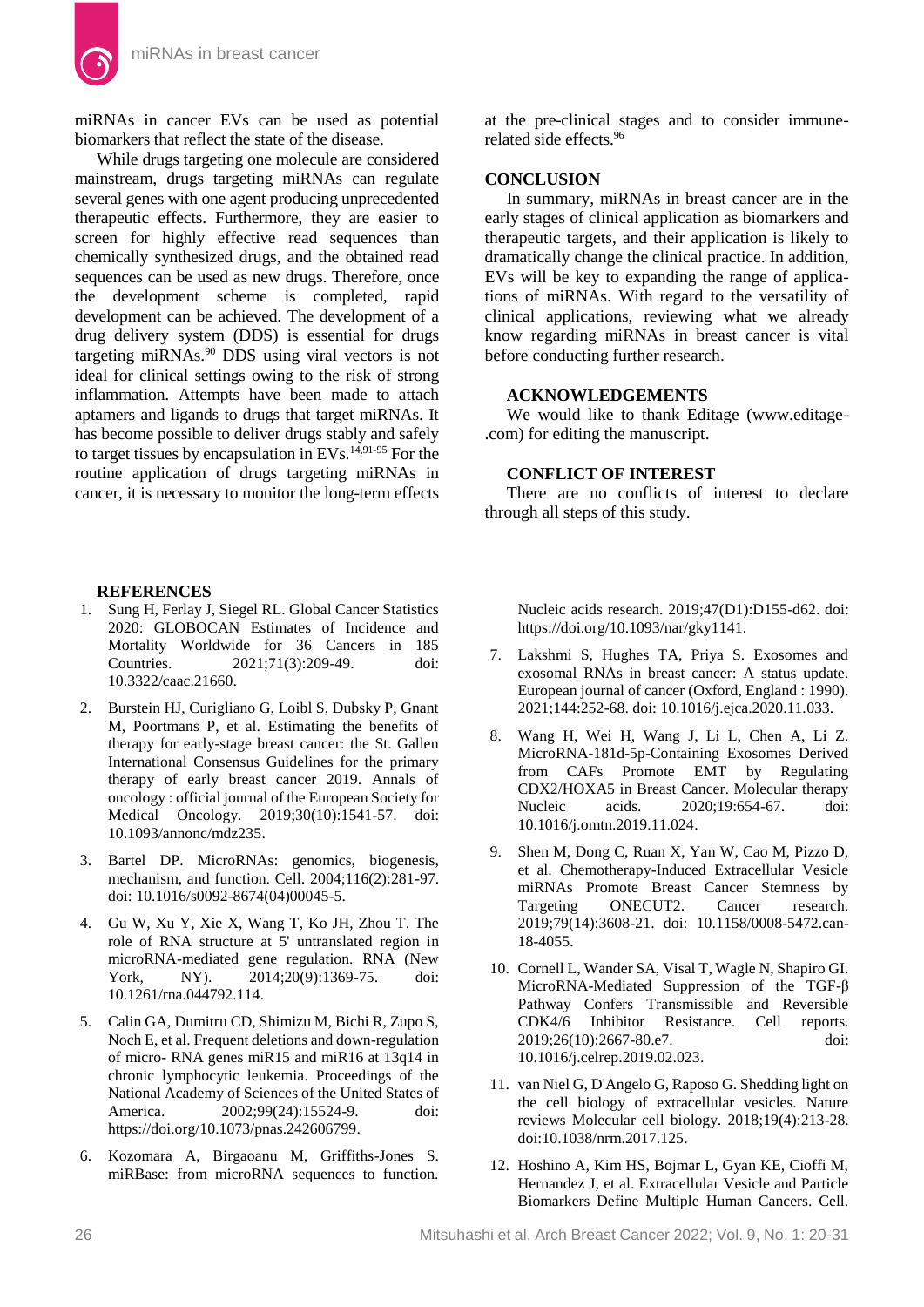miRNAs in cancer EVs can be used as potential biomarkers that reflect the state of the disease.

While drugs targeting one molecule are considered mainstream, drugs targeting miRNAs can regulate several genes with one agent producing unprecedented therapeutic effects. Furthermore, they are easier to screen for highly effective read sequences than chemically synthesized drugs, and the obtained read sequences can be used as new drugs. Therefore, once the development scheme is completed, rapid development can be achieved. The development of a drug delivery system (DDS) is essential for drugs targeting miRNAs.[90] DDS using viral vectors is not ideal for clinical settings owing to the risk of strong inflammation. Attempts have been made to attach aptamers and ligands to drugs that target miRNAs. It has become possible to deliver drugs stably and safely to target tissues by encapsulation in EVs.[14,91-95] For the routine application of drugs targeting miRNAs in cancer, it is necessary to monitor the long-term effects at the pre-clinical stages and to consider immune-related side effects.[96]

## CONCLUSION

In summary, miRNAs in breast cancer are in the early stages of clinical application as biomarkers and therapeutic targets, and their application is likely to dramatically change the clinical practice. In addition, EVs will be key to expanding the range of applications of miRNAs. With regard to the versatility of clinical applications, reviewing what we already know regarding miRNAs in breast cancer is vital before conducting further research.

## ACKNOWLEDGEMENTS

We would like to thank Editage (www.editage-.com) for editing the manuscript.

## CONFLICT OF INTEREST

There are no conflicts of interest to declare through all steps of this study.

## REFERENCES

1. Sung H, Ferlay J, Siegel RL. Global Cancer Statistics 2020: GLOBOCAN Estimates of Incidence and Mortality Worldwide for 36 Cancers in 185 Countries. 2021;71(3):209-49. doi: 10.3322/caac.21660.
2. Burstein HJ, Curigliano G, Loibl S, Dubsky P, Gnant M, Poortmans P, et al. Estimating the benefits of therapy for early-stage breast cancer: the St. Gallen International Consensus Guidelines for the primary therapy of early breast cancer 2019. Annals of oncology : official journal of the European Society for Medical Oncology. 2019;30(10):1541-57. doi: 10.1093/annonc/mdz235.
3. Bartel DP. MicroRNAs: genomics, biogenesis, mechanism, and function. Cell. 2004;116(2):281-97. doi: 10.1016/s0092-8674(04)00045-5.
4. Gu W, Xu Y, Xie X, Wang T, Ko JH, Zhou T. The role of RNA structure at 5' untranslated region in microRNA-mediated gene regulation. RNA (New York, NY). 2014;20(9):1369-75. doi: 10.1261/rna.044792.114.
5. Calin GA, Dumitru CD, Shimizu M, Bichi R, Zupo S, Noch E, et al. Frequent deletions and down-regulation of micro- RNA genes miR15 and miR16 at 13q14 in chronic lymphocytic leukemia. Proceedings of the National Academy of Sciences of the United States of America. 2002;99(24):15524-9. doi: https://doi.org/10.1073/pnas.242606799.
6. Kozomara A, Birgaoanu M, Griffiths-Jones S. miRBase: from microRNA sequences to function. Nucleic acids research. 2019;47(D1):D155-d62. doi: https://doi.org/10.1093/nar/gky1141.
7. Lakshmi S, Hughes TA, Priya S. Exosomes and exosomal RNAs in breast cancer: A status update. European journal of cancer (Oxford, England : 1990). 2021;144:252-68. doi: 10.1016/j.ejca.2020.11.033.
8. Wang H, Wei H, Wang J, Li L, Chen A, Li Z. MicroRNA-181d-5p-Containing Exosomes Derived from CAFs Promote EMT by Regulating CDX2/HOXA5 in Breast Cancer. Molecular therapy Nucleic acids. 2020;19:654-67. doi: 10.1016/j.omtn.2019.11.024.
9. Shen M, Dong C, Ruan X, Yan W, Cao M, Pizzo D, et al. Chemotherapy-Induced Extracellular Vesicle miRNAs Promote Breast Cancer Stemness by Targeting ONECUT2. Cancer research. 2019;79(14):3608-21. doi: 10.1158/0008-5472.can-18-4055.
10. Cornell L, Wander SA, Visal T, Wagle N, Shapiro GI. MicroRNA-Mediated Suppression of the TGF-β Pathway Confers Transmissible and Reversible CDK4/6 Inhibitor Resistance. Cell reports. 2019;26(10):2667-80.e7. doi: 10.1016/j.celrep.2019.02.023.
11. van Niel G, D'Angelo G, Raposo G. Shedding light on the cell biology of extracellular vesicles. Nature reviews Molecular cell biology. 2018;19(4):213-28. doi:10.1038/nrm.2017.125.
12. Hoshino A, Kim HS, Bojmar L, Gyan KE, Cioffi M, Hernandez J, et al. Extracellular Vesicle and Particle Biomarkers Define Multiple Human Cancers. Cell.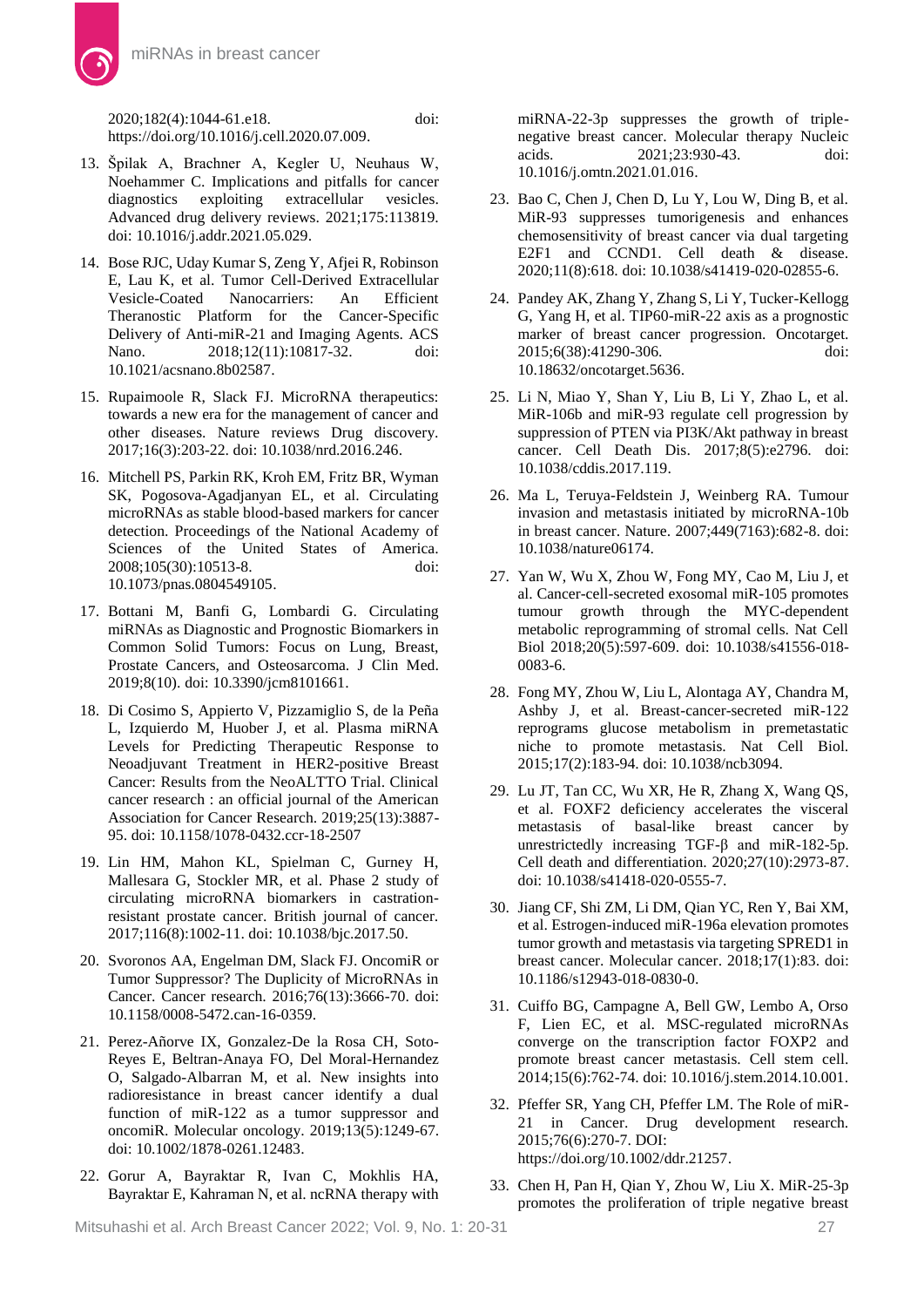2020;182(4):1044-61.e18. doi: https://doi.org/10.1016/j.cell.2020.07.009.

13. Špilak A, Brachner A, Kegler U, Neuhaus W, Noehammer C. Implications and pitfalls for cancer diagnostics exploiting extracellular vesicles. Advanced drug delivery reviews. 2021;175:113819. doi: 10.1016/j.addr.2021.05.029.
14. Bose RJC, Uday Kumar S, Zeng Y, Afjei R, Robinson E, Lau K, et al. Tumor Cell-Derived Extracellular Vesicle-Coated Nanocarriers: An Efficient Theranostic Platform for the Cancer-Specific Delivery of Anti-miR-21 and Imaging Agents. ACS Nano. 2018;12(11):10817-32. doi: 10.1021/acsnano.8b02587.
15. Rupaimoole R, Slack FJ. MicroRNA therapeutics: towards a new era for the management of cancer and other diseases. Nature reviews Drug discovery. 2017;16(3):203-22. doi: 10.1038/nrd.2016.246.
16. Mitchell PS, Parkin RK, Kroh EM, Fritz BR, Wyman SK, Pogosova-Agadjanyan EL, et al. Circulating microRNAs as stable blood-based markers for cancer detection. Proceedings of the National Academy of Sciences of the United States of America. 2008;105(30):10513-8. doi: 10.1073/pnas.0804549105.
17. Bottani M, Banfi G, Lombardi G. Circulating miRNAs as Diagnostic and Prognostic Biomarkers in Common Solid Tumors: Focus on Lung, Breast, Prostate Cancers, and Osteosarcoma. J Clin Med. 2019;8(10). doi: 10.3390/jcm8101661.
18. Di Cosimo S, Appierto V, Pizzamiglio S, de la Peña L, Izquierdo M, Huober J, et al. Plasma miRNA Levels for Predicting Therapeutic Response to Neoadjuvant Treatment in HER2-positive Breast Cancer: Results from the NeoALTTO Trial. Clinical cancer research : an official journal of the American Association for Cancer Research. 2019;25(13):3887-95. doi: 10.1158/1078-0432.ccr-18-2507
19. Lin HM, Mahon KL, Spielman C, Gurney H, Mallesara G, Stockler MR, et al. Phase 2 study of circulating microRNA biomarkers in castration-resistant prostate cancer. British journal of cancer. 2017;116(8):1002-11. doi: 10.1038/bjc.2017.50.
20. Svoronos AA, Engelman DM, Slack FJ. OncomiR or Tumor Suppressor? The Duplicity of MicroRNAs in Cancer. Cancer research. 2016;76(13):3666-70. doi: 10.1158/0008-5472.can-16-0359.
21. Perez-Añorve IX, Gonzalez-De la Rosa CH, Soto-Reyes E, Beltran-Anaya FO, Del Moral-Hernandez O, Salgado-Albarran M, et al. New insights into radioresistance in breast cancer identify a dual function of miR-122 as a tumor suppressor and oncomiR. Molecular oncology. 2019;13(5):1249-67. doi: 10.1002/1878-0261.12483.
22. Gorur A, Bayraktar R, Ivan C, Mokhlis HA, Bayraktar E, Kahraman N, et al. ncRNA therapy with miRNA-22-3p suppresses the growth of triple-negative breast cancer. Molecular therapy Nucleic acids. 2021;23:930-43. doi: 10.1016/j.omtn.2021.01.016.
23. Bao C, Chen J, Chen D, Lu Y, Lou W, Ding B, et al. MiR-93 suppresses tumorigenesis and enhances chemosensitivity of breast cancer via dual targeting E2F1 and CCND1. Cell death & disease. 2020;11(8):618. doi: 10.1038/s41419-020-02855-6.
24. Pandey AK, Zhang Y, Zhang S, Li Y, Tucker-Kellogg G, Yang H, et al. TIP60-miR-22 axis as a prognostic marker of breast cancer progression. Oncotarget. 2015;6(38):41290-306. doi: 10.18632/oncotarget.5636.
25. Li N, Miao Y, Shan Y, Liu B, Li Y, Zhao L, et al. MiR-106b and miR-93 regulate cell progression by suppression of PTEN via PI3K/Akt pathway in breast cancer. Cell Death Dis. 2017;8(5):e2796. doi: 10.1038/cddis.2017.119.
26. Ma L, Teruya-Feldstein J, Weinberg RA. Tumour invasion and metastasis initiated by microRNA-10b in breast cancer. Nature. 2007;449(7163):682-8. doi: 10.1038/nature06174.
27. Yan W, Wu X, Zhou W, Fong MY, Cao M, Liu J, et al. Cancer-cell-secreted exosomal miR-105 promotes tumour growth through the MYC-dependent metabolic reprogramming of stromal cells. Nat Cell Biol 2018;20(5):597-609. doi: 10.1038/s41556-018-0083-6.
28. Fong MY, Zhou W, Liu L, Alontaga AY, Chandra M, Ashby J, et al. Breast-cancer-secreted miR-122 reprograms glucose metabolism in premetastatic niche to promote metastasis. Nat Cell Biol. 2015;17(2):183-94. doi: 10.1038/ncb3094.
29. Lu JT, Tan CC, Wu XR, He R, Zhang X, Wang QS, et al. FOXF2 deficiency accelerates the visceral metastasis of basal-like breast cancer by unrestrictedly increasing TGF-β and miR-182-5p. Cell death and differentiation. 2020;27(10):2973-87. doi: 10.1038/s41418-020-0555-7.
30. Jiang CF, Shi ZM, Li DM, Qian YC, Ren Y, Bai XM, et al. Estrogen-induced miR-196a elevation promotes tumor growth and metastasis via targeting SPRED1 in breast cancer. Molecular cancer. 2018;17(1):83. doi: 10.1186/s12943-018-0830-0.
31. Cuiffo BG, Campagne A, Bell GW, Lembo A, Orso F, Lien EC, et al. MSC-regulated microRNAs converge on the transcription factor FOXP2 and promote breast cancer metastasis. Cell stem cell. 2014;15(6):762-74. doi: 10.1016/j.stem.2014.10.001.
32. Pfeffer SR, Yang CH, Pfeffer LM. The Role of miR-21 in Cancer. Drug development research. 2015;76(6):270-7. DOI: https://doi.org/10.1002/ddr.21257.
33. Chen H, Pan H, Qian Y, Zhou W, Liu X. MiR-25-3p promotes the proliferation of triple negative breast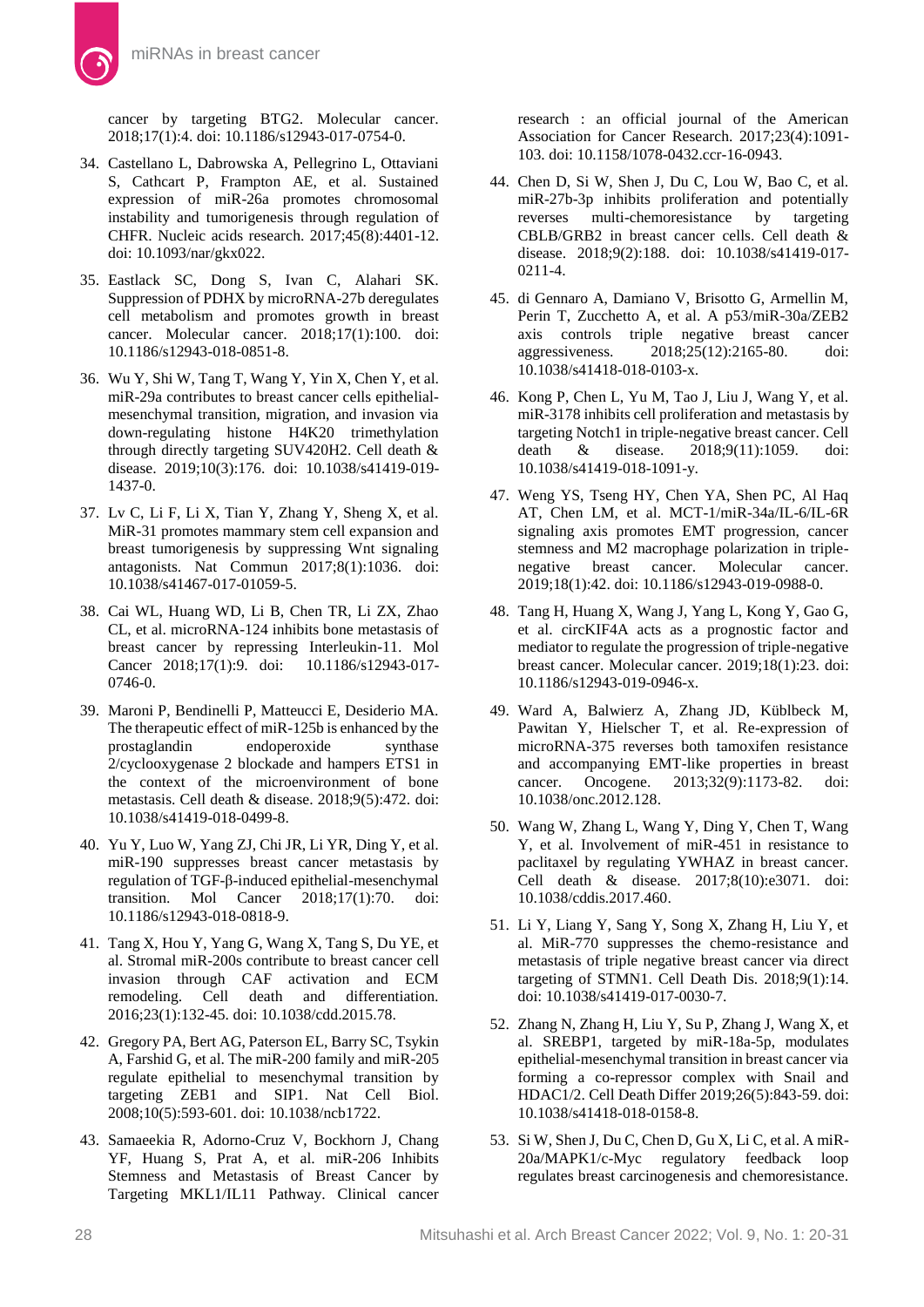cancer by targeting BTG2. Molecular cancer. 2018;17(1):4. doi: 10.1186/s12943-017-0754-0.

34. Castellano L, Dabrowska A, Pellegrino L, Ottaviani S, Cathcart P, Frampton AE, et al. Sustained expression of miR-26a promotes chromosomal instability and tumorigenesis through regulation of CHFR. Nucleic acids research. 2017;45(8):4401-12. doi: 10.1093/nar/gkx022.

35. Eastlack SC, Dong S, Ivan C, Alahari SK. Suppression of PDHX by microRNA-27b deregulates cell metabolism and promotes growth in breast cancer. Molecular cancer. 2018;17(1):100. doi: 10.1186/s12943-018-0851-8.

36. Wu Y, Shi W, Tang T, Wang Y, Yin X, Chen Y, et al. miR-29a contributes to breast cancer cells epithelial-mesenchymal transition, migration, and invasion via down-regulating histone H4K20 trimethylation through directly targeting SUV420H2. Cell death & disease. 2019;10(3):176. doi: 10.1038/s41419-019-1437-0.

37. Lv C, Li F, Li X, Tian Y, Zhang Y, Sheng X, et al. MiR-31 promotes mammary stem cell expansion and breast tumorigenesis by suppressing Wnt signaling antagonists. Nat Commun 2017;8(1):1036. doi: 10.1038/s41467-017-01059-5.

38. Cai WL, Huang WD, Li B, Chen TR, Li ZX, Zhao CL, et al. microRNA-124 inhibits bone metastasis of breast cancer by repressing Interleukin-11. Mol Cancer 2018;17(1):9. doi: 10.1186/s12943-017-0746-0.

39. Maroni P, Bendinelli P, Matteucci E, Desiderio MA. The therapeutic effect of miR-125b is enhanced by the prostaglandin endoperoxide synthase 2/cyclooxygenase 2 blockade and hampers ETS1 in the context of the microenvironment of bone metastasis. Cell death & disease. 2018;9(5):472. doi: 10.1038/s41419-018-0499-8.

40. Yu Y, Luo W, Yang ZJ, Chi JR, Li YR, Ding Y, et al. miR-190 suppresses breast cancer metastasis by regulation of TGF-β-induced epithelial-mesenchymal transition. Mol Cancer 2018;17(1):70. doi: 10.1186/s12943-018-0818-9.

41. Tang X, Hou Y, Yang G, Wang X, Tang S, Du YE, et al. Stromal miR-200s contribute to breast cancer cell invasion through CAF activation and ECM remodeling. Cell death and differentiation. 2016;23(1):132-45. doi: 10.1038/cdd.2015.78.

42. Gregory PA, Bert AG, Paterson EL, Barry SC, Tsykin A, Farshid G, et al. The miR-200 family and miR-205 regulate epithelial to mesenchymal transition by targeting ZEB1 and SIP1. Nat Cell Biol. 2008;10(5):593-601. doi: 10.1038/ncb1722.

43. Samaeekia R, Adorno-Cruz V, Bockhorn J, Chang YF, Huang S, Prat A, et al. miR-206 Inhibits Stemness and Metastasis of Breast Cancer by Targeting MKL1/IL11 Pathway. Clinical cancer research : an official journal of the American Association for Cancer Research. 2017;23(4):1091-103. doi: 10.1158/1078-0432.ccr-16-0943.

44. Chen D, Si W, Shen J, Du C, Lou W, Bao C, et al. miR-27b-3p inhibits proliferation and potentially reverses multi-chemoresistance by targeting CBLB/GRB2 in breast cancer cells. Cell death & disease. 2018;9(2):188. doi: 10.1038/s41419-017-0211-4.

45. di Gennaro A, Damiano V, Brisotto G, Armellin M, Perin T, Zucchetto A, et al. A p53/miR-30a/ZEB2 axis controls triple negative breast cancer aggressiveness. 2018;25(12):2165-80. doi: 10.1038/s41418-018-0103-x.

46. Kong P, Chen L, Yu M, Tao J, Liu J, Wang Y, et al. miR-3178 inhibits cell proliferation and metastasis by targeting Notch1 in triple-negative breast cancer. Cell death & disease. 2018;9(11):1059. doi: 10.1038/s41419-018-1091-y.

47. Weng YS, Tseng HY, Chen YA, Shen PC, Al Haq AT, Chen LM, et al. MCT-1/miR-34a/IL-6/IL-6R signaling axis promotes EMT progression, cancer stemness and M2 macrophage polarization in triple-negative breast cancer. Molecular cancer. 2019;18(1):42. doi: 10.1186/s12943-019-0988-0.

48. Tang H, Huang X, Wang J, Yang L, Kong Y, Gao G, et al. circKIF4A acts as a prognostic factor and mediator to regulate the progression of triple-negative breast cancer. Molecular cancer. 2019;18(1):23. doi: 10.1186/s12943-019-0946-x.

49. Ward A, Balwierz A, Zhang JD, Küblbeck M, Pawitan Y, Hielscher T, et al. Re-expression of microRNA-375 reverses both tamoxifen resistance and accompanying EMT-like properties in breast cancer. Oncogene. 2013;32(9):1173-82. doi: 10.1038/onc.2012.128.

50. Wang W, Zhang L, Wang Y, Ding Y, Chen T, Wang Y, et al. Involvement of miR-451 in resistance to paclitaxel by regulating YWHAZ in breast cancer. Cell death & disease. 2017;8(10):e3071. doi: 10.1038/cddis.2017.460.

51. Li Y, Liang Y, Sang Y, Song X, Zhang H, Liu Y, et al. MiR-770 suppresses the chemo-resistance and metastasis of triple negative breast cancer via direct targeting of STMN1. Cell Death Dis. 2018;9(1):14. doi: 10.1038/s41419-017-0030-7.

52. Zhang N, Zhang H, Liu Y, Su P, Zhang J, Wang X, et al. SREBP1, targeted by miR-18a-5p, modulates epithelial-mesenchymal transition in breast cancer via forming a co-repressor complex with Snail and HDAC1/2. Cell Death Differ 2019;26(5):843-59. doi: 10.1038/s41418-018-0158-8.

53. Si W, Shen J, Du C, Chen D, Gu X, Li C, et al. A miR-20a/MAPK1/c-Myc regulatory feedback loop regulates breast carcinogenesis and chemoresistance.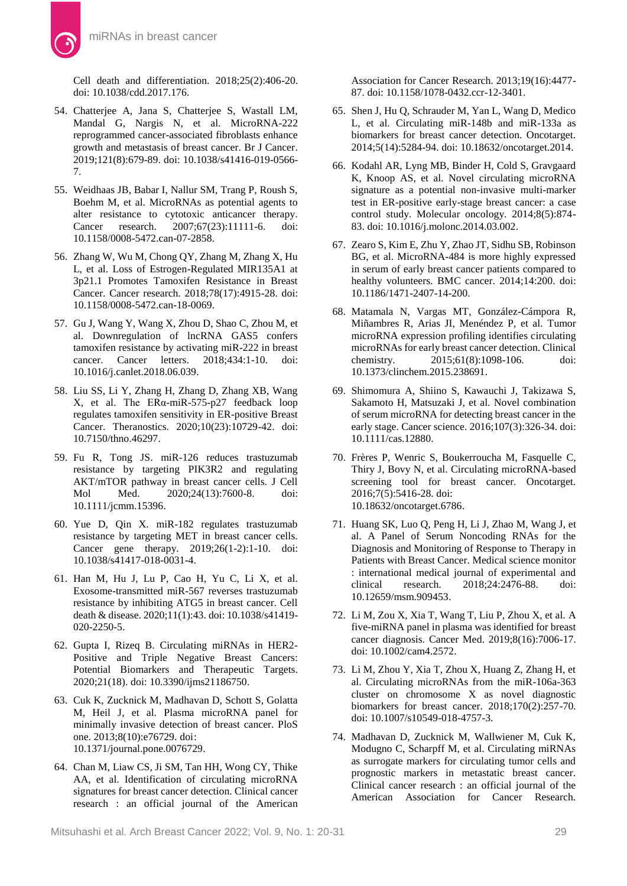Cell death and differentiation. 2018;25(2):406-20. doi: 10.1038/cdd.2017.176.

54. Chatterjee A, Jana S, Chatterjee S, Wastall LM, Mandal G, Nargis N, et al. MicroRNA-222 reprogrammed cancer-associated fibroblasts enhance growth and metastasis of breast cancer. Br J Cancer. 2019;121(8):679-89. doi: 10.1038/s41416-019-0566-7.
55. Weidhaas JB, Babar I, Nallur SM, Trang P, Roush S, Boehm M, et al. MicroRNAs as potential agents to alter resistance to cytotoxic anticancer therapy. Cancer research. 2007;67(23):11111-6. doi: 10.1158/0008-5472.can-07-2858.
56. Zhang W, Wu M, Chong QY, Zhang M, Zhang X, Hu L, et al. Loss of Estrogen-Regulated MIR135A1 at 3p21.1 Promotes Tamoxifen Resistance in Breast Cancer. Cancer research. 2018;78(17):4915-28. doi: 10.1158/0008-5472.can-18-0069.
57. Gu J, Wang Y, Wang X, Zhou D, Shao C, Zhou M, et al. Downregulation of lncRNA GAS5 confers tamoxifen resistance by activating miR-222 in breast cancer. Cancer letters. 2018;434:1-10. doi: 10.1016/j.canlet.2018.06.039.
58. Liu SS, Li Y, Zhang H, Zhang D, Zhang XB, Wang X, et al. The ERα-miR-575-p27 feedback loop regulates tamoxifen sensitivity in ER-positive Breast Cancer. Theranostics. 2020;10(23):10729-42. doi: 10.7150/thno.46297.
59. Fu R, Tong JS. miR-126 reduces trastuzumab resistance by targeting PIK3R2 and regulating AKT/mTOR pathway in breast cancer cells. J Cell Mol Med. 2020;24(13):7600-8. doi: 10.1111/jcmm.15396.
60. Yue D, Qin X. miR-182 regulates trastuzumab resistance by targeting MET in breast cancer cells. Cancer gene therapy. 2019;26(1-2):1-10. doi: 10.1038/s41417-018-0031-4.
61. Han M, Hu J, Lu P, Cao H, Yu C, Li X, et al. Exosome-transmitted miR-567 reverses trastuzumab resistance by inhibiting ATG5 in breast cancer. Cell death & disease. 2020;11(1):43. doi: 10.1038/s41419-020-2250-5.
62. Gupta I, Rizeq B. Circulating miRNAs in HER2-Positive and Triple Negative Breast Cancers: Potential Biomarkers and Therapeutic Targets. 2020;21(18). doi: 10.3390/ijms21186750.
63. Cuk K, Zucknick M, Madhavan D, Schott S, Golatta M, Heil J, et al. Plasma microRNA panel for minimally invasive detection of breast cancer. PloS one. 2013;8(10):e76729. doi: 10.1371/journal.pone.0076729.
64. Chan M, Liaw CS, Ji SM, Tan HH, Wong CY, Thike AA, et al. Identification of circulating microRNA signatures for breast cancer detection. Clinical cancer research : an official journal of the American Association for Cancer Research. 2013;19(16):4477-87. doi: 10.1158/1078-0432.ccr-12-3401.
65. Shen J, Hu Q, Schrauder M, Yan L, Wang D, Medico L, et al. Circulating miR-148b and miR-133a as biomarkers for breast cancer detection. Oncotarget. 2014;5(14):5284-94. doi: 10.18632/oncotarget.2014.
66. Kodahl AR, Lyng MB, Binder H, Cold S, Gravgaard K, Knoop AS, et al. Novel circulating microRNA signature as a potential non-invasive multi-marker test in ER-positive early-stage breast cancer: a case control study. Molecular oncology. 2014;8(5):874-83. doi: 10.1016/j.molonc.2014.03.002.
67. Zearo S, Kim E, Zhu Y, Zhao JT, Sidhu SB, Robinson BG, et al. MicroRNA-484 is more highly expressed in serum of early breast cancer patients compared to healthy volunteers. BMC cancer. 2014;14:200. doi: 10.1186/1471-2407-14-200.
68. Matamala N, Vargas MT, González-Cámpora R, Miñambres R, Arias JI, Menéndez P, et al. Tumor microRNA expression profiling identifies circulating microRNAs for early breast cancer detection. Clinical chemistry. 2015;61(8):1098-106. doi: 10.1373/clinchem.2015.238691.
69. Shimomura A, Shiino S, Kawauchi J, Takizawa S, Sakamoto H, Matsuzaki J, et al. Novel combination of serum microRNA for detecting breast cancer in the early stage. Cancer science. 2016;107(3):326-34. doi: 10.1111/cas.12880.
70. Frères P, Wenric S, Boukerroucha M, Fasquelle C, Thiry J, Bovy N, et al. Circulating microRNA-based screening tool for breast cancer. Oncotarget. 2016;7(5):5416-28. doi: 10.18632/oncotarget.6786.
71. Huang SK, Luo Q, Peng H, Li J, Zhao M, Wang J, et al. A Panel of Serum Noncoding RNAs for the Diagnosis and Monitoring of Response to Therapy in Patients with Breast Cancer. Medical science monitor : international medical journal of experimental and clinical research. 2018;24:2476-88. doi: 10.12659/msm.909453.
72. Li M, Zou X, Xia T, Wang T, Liu P, Zhou X, et al. A five-miRNA panel in plasma was identified for breast cancer diagnosis. Cancer Med. 2019;8(16):7006-17. doi: 10.1002/cam4.2572.
73. Li M, Zhou Y, Xia T, Zhou X, Huang Z, Zhang H, et al. Circulating microRNAs from the miR-106a-363 cluster on chromosome X as novel diagnostic biomarkers for breast cancer. 2018;170(2):257-70. doi: 10.1007/s10549-018-4757-3.
74. Madhavan D, Zucknick M, Wallwiener M, Cuk K, Modugno C, Scharpff M, et al. Circulating miRNAs as surrogate markers for circulating tumor cells and prognostic markers in metastatic breast cancer. Clinical cancer research : an official journal of the American Association for Cancer Research.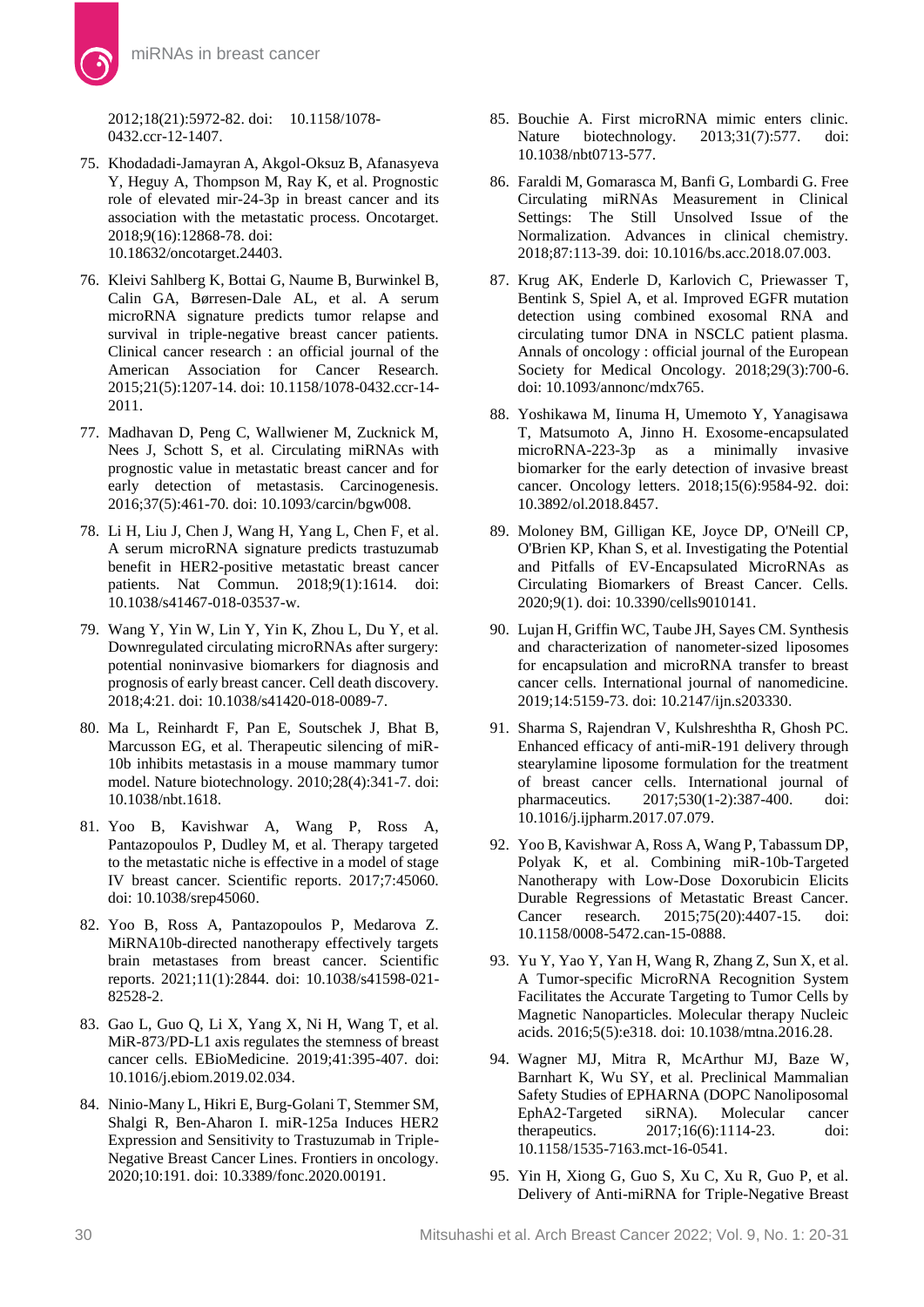2012;18(21):5972-82. doi: 10.1158/1078-0432.ccr-12-1407.

75. Khodadadi-Jamayran A, Akgol-Oksuz B, Afanasyeva Y, Heguy A, Thompson M, Ray K, et al. Prognostic role of elevated mir-24-3p in breast cancer and its association with the metastatic process. Oncotarget. 2018;9(16):12868-78. doi: 10.18632/oncotarget.24403.

76. Kleivi Sahlberg K, Bottai G, Naume B, Burwinkel B, Calin GA, Børresen-Dale AL, et al. A serum microRNA signature predicts tumor relapse and survival in triple-negative breast cancer patients. Clinical cancer research : an official journal of the American Association for Cancer Research. 2015;21(5):1207-14. doi: 10.1158/1078-0432.ccr-14-2011.

77. Madhavan D, Peng C, Wallwiener M, Zucknick M, Nees J, Schott S, et al. Circulating miRNAs with prognostic value in metastatic breast cancer and for early detection of metastasis. Carcinogenesis. 2016;37(5):461-70. doi: 10.1093/carcin/bgw008.

78. Li H, Liu J, Chen J, Wang H, Yang L, Chen F, et al. A serum microRNA signature predicts trastuzumab benefit in HER2-positive metastatic breast cancer patients. Nat Commun. 2018;9(1):1614. doi: 10.1038/s41467-018-03537-w.

79. Wang Y, Yin W, Lin Y, Yin K, Zhou L, Du Y, et al. Downregulated circulating microRNAs after surgery: potential noninvasive biomarkers for diagnosis and prognosis of early breast cancer. Cell death discovery. 2018;4:21. doi: 10.1038/s41420-018-0089-7.

80. Ma L, Reinhardt F, Pan E, Soutschek J, Bhat B, Marcusson EG, et al. Therapeutic silencing of miR-10b inhibits metastasis in a mouse mammary tumor model. Nature biotechnology. 2010;28(4):341-7. doi: 10.1038/nbt.1618.

81. Yoo B, Kavishwar A, Wang P, Ross A, Pantazopoulos P, Dudley M, et al. Therapy targeted to the metastatic niche is effective in a model of stage IV breast cancer. Scientific reports. 2017;7:45060. doi: 10.1038/srep45060.

82. Yoo B, Ross A, Pantazopoulos P, Medarova Z. MiRNA10b-directed nanotherapy effectively targets brain metastases from breast cancer. Scientific reports. 2021;11(1):2844. doi: 10.1038/s41598-021-82528-2.

83. Gao L, Guo Q, Li X, Yang X, Ni H, Wang T, et al. MiR-873/PD-L1 axis regulates the stemness of breast cancer cells. EBioMedicine. 2019;41:395-407. doi: 10.1016/j.ebiom.2019.02.034.

84. Ninio-Many L, Hikri E, Burg-Golani T, Stemmer SM, Shalgi R, Ben-Aharon I. miR-125a Induces HER2 Expression and Sensitivity to Trastuzumab in Triple-Negative Breast Cancer Lines. Frontiers in oncology. 2020;10:191. doi: 10.3389/fonc.2020.00191.

85. Bouchie A. First microRNA mimic enters clinic. Nature biotechnology. 2013;31(7):577. doi: 10.1038/nbt0713-577.

86. Faraldi M, Gomarasca M, Banfi G, Lombardi G. Free Circulating miRNAs Measurement in Clinical Settings: The Still Unsolved Issue of the Normalization. Advances in clinical chemistry. 2018;87:113-39. doi: 10.1016/bs.acc.2018.07.003.

87. Krug AK, Enderle D, Karlovich C, Priewasser T, Bentink S, Spiel A, et al. Improved EGFR mutation detection using combined exosomal RNA and circulating tumor DNA in NSCLC patient plasma. Annals of oncology : official journal of the European Society for Medical Oncology. 2018;29(3):700-6. doi: 10.1093/annonc/mdx765.

88. Yoshikawa M, Iinuma H, Umemoto Y, Yanagisawa T, Matsumoto A, Jinno H. Exosome-encapsulated microRNA-223-3p as a minimally invasive biomarker for the early detection of invasive breast cancer. Oncology letters. 2018;15(6):9584-92. doi: 10.3892/ol.2018.8457.

89. Moloney BM, Gilligan KE, Joyce DP, O'Neill CP, O'Brien KP, Khan S, et al. Investigating the Potential and Pitfalls of EV-Encapsulated MicroRNAs as Circulating Biomarkers of Breast Cancer. Cells. 2020;9(1). doi: 10.3390/cells9010141.

90. Lujan H, Griffin WC, Taube JH, Sayes CM. Synthesis and characterization of nanometer-sized liposomes for encapsulation and microRNA transfer to breast cancer cells. International journal of nanomedicine. 2019;14:5159-73. doi: 10.2147/ijn.s203330.

91. Sharma S, Rajendran V, Kulshreshtha R, Ghosh PC. Enhanced efficacy of anti-miR-191 delivery through stearylamine liposome formulation for the treatment of breast cancer cells. International journal of pharmaceutics. 2017;530(1-2):387-400. doi: 10.1016/j.ijpharm.2017.07.079.

92. Yoo B, Kavishwar A, Ross A, Wang P, Tabassum DP, Polyak K, et al. Combining miR-10b-Targeted Nanotherapy with Low-Dose Doxorubicin Elicits Durable Regressions of Metastatic Breast Cancer. Cancer research. 2015;75(20):4407-15. doi: 10.1158/0008-5472.can-15-0888.

93. Yu Y, Yao Y, Yan H, Wang R, Zhang Z, Sun X, et al. A Tumor-specific MicroRNA Recognition System Facilitates the Accurate Targeting to Tumor Cells by Magnetic Nanoparticles. Molecular therapy Nucleic acids. 2016;5(5):e318. doi: 10.1038/mtna.2016.28.

94. Wagner MJ, Mitra R, McArthur MJ, Baze W, Barnhart K, Wu SY, et al. Preclinical Mammalian Safety Studies of EPHARNA (DOPC Nanoliposomal EphA2-Targeted siRNA). Molecular cancer therapeutics. 2017;16(6):1114-23. doi: 10.1158/1535-7163.mct-16-0541.

95. Yin H, Xiong G, Guo S, Xu C, Xu R, Guo P, et al. Delivery of Anti-miRNA for Triple-Negative Breast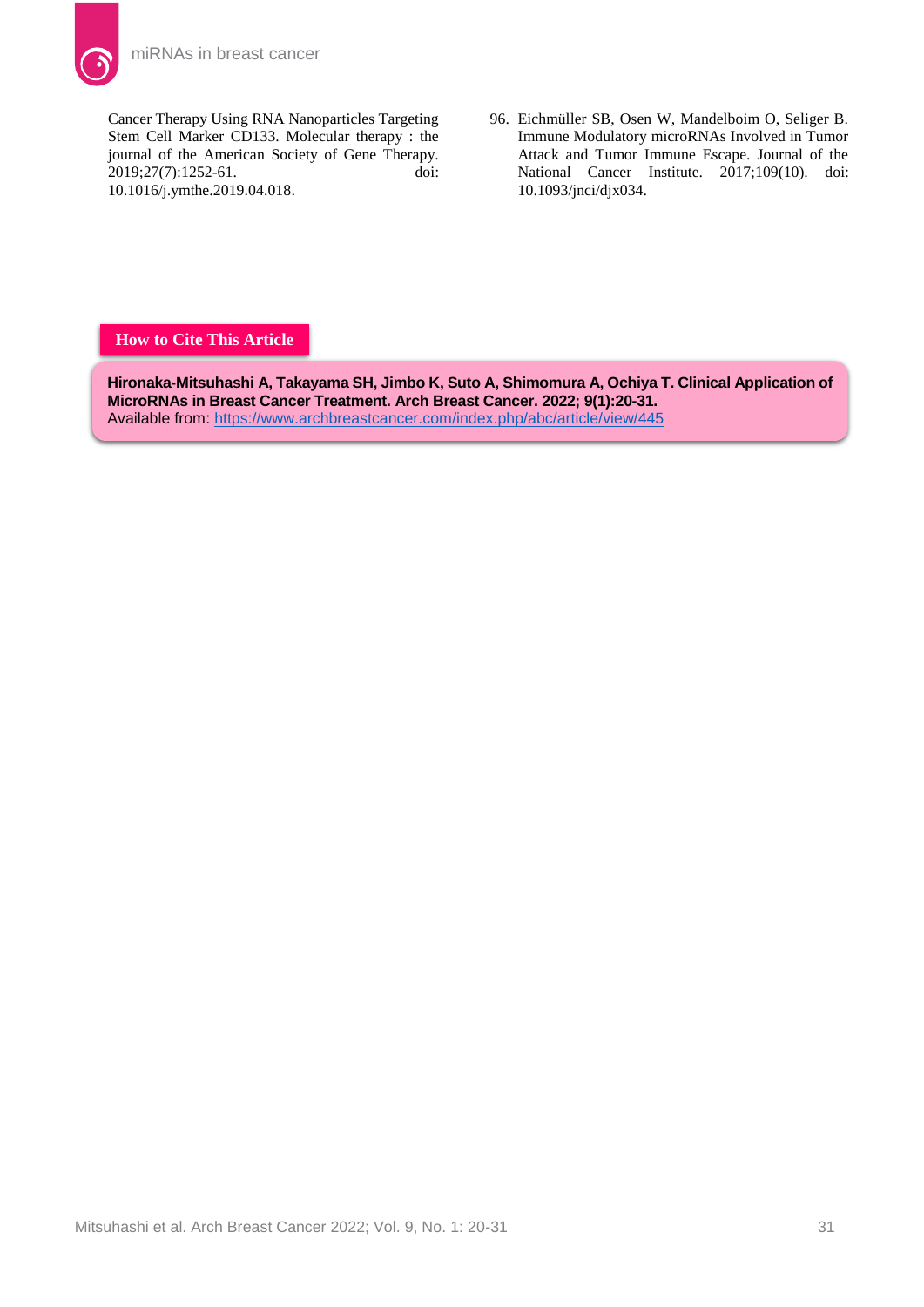Cancer Therapy Using RNA Nanoparticles Targeting Stem Cell Marker CD133. Molecular therapy : the journal of the American Society of Gene Therapy. 2019;27(7):1252-61. doi: 10.1016/j.ymthe.2019.04.018.

96. Eichmüller SB, Osen W, Mandelboim O, Seliger B. Immune Modulatory microRNAs Involved in Tumor Attack and Tumor Immune Escape. Journal of the National Cancer Institute. 2017;109(10). doi: 10.1093/jnci/djx034.

## How to Cite This Article

**Hironaka-Mitsuhashi A, Takayama SH, Jimbo K, Suto A, Shimomura A, Ochiya T. Clinical Application of MicroRNAs in Breast Cancer Treatment. Arch Breast Cancer. 2022; 9(1):20-31.**
Available from: https://www.archbreastcancer.com/index.php/abc/article/view/445